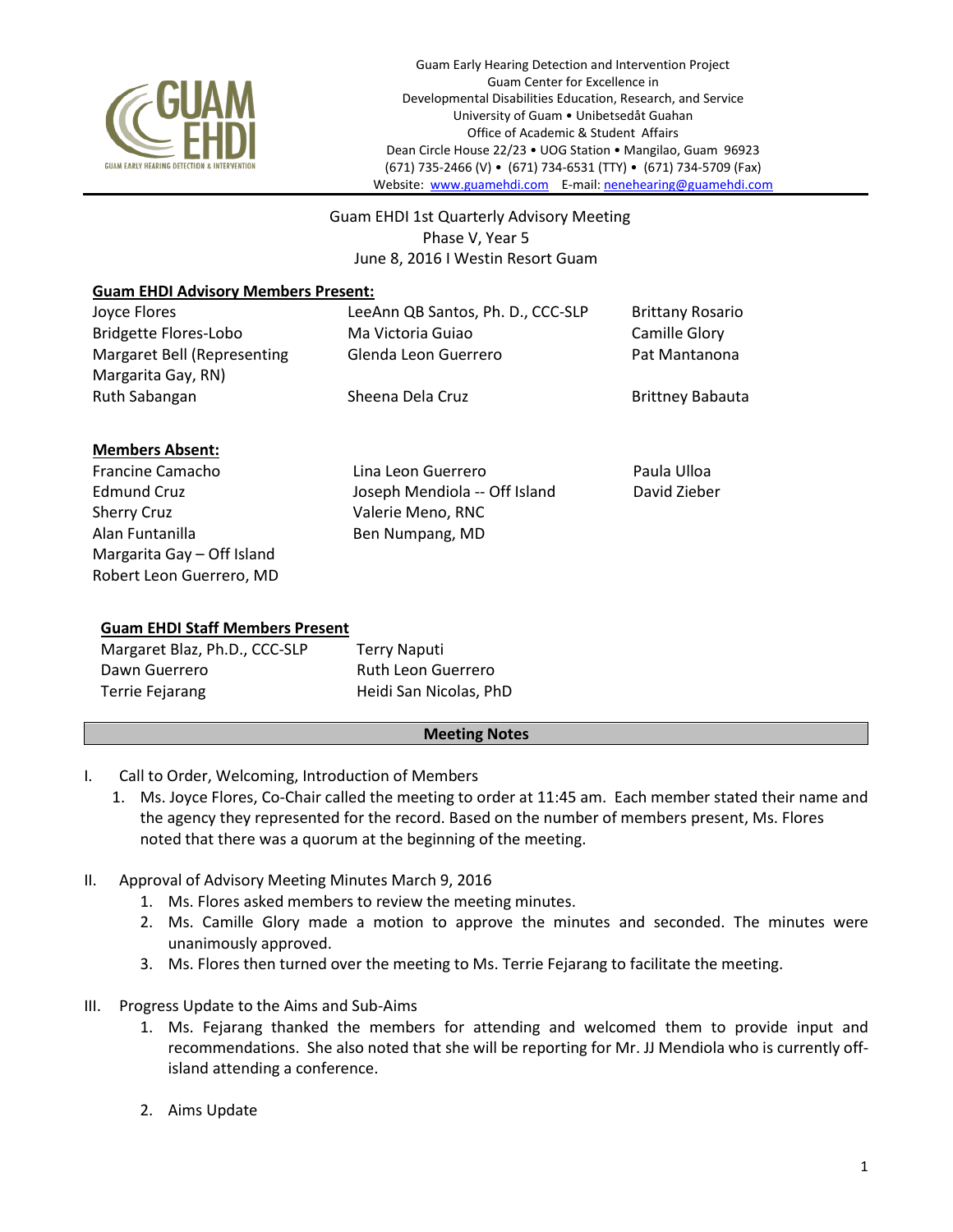Guam Early Hearing Detection and Intervention Project
Guam Center for Excellence in
Developmental Disabilities Education, Research, and Service
University of Guam • Unibetsedåt Guahan
Office of Academic & Student Affairs
Dean Circle House 22/23 • UOG Station • Mangilao, Guam 96923
(671) 735-2466 (V) • (671) 734-6531 (TTY) • (671) 734-5709 (Fax)
Website: www.guamehdi.com E-mail: nenehearing@guamehdi.com

# Guam EHDI 1st Quarterly Advisory Meeting
Phase V, Year 5
June 8, 2016 I Westin Resort Guam

**Guam EHDI Advisory Members Present:**

| | | |
|---|---|---|
| Joyce Flores | LeeAnn QB Santos, Ph. D., CCC-SLP | Brittany Rosario |
| Bridgette Flores-Lobo | Ma Victoria Guiao | Camille Glory |
| Margaret Bell (Representing Margarita Gay, RN) | Glenda Leon Guerrero | Pat Mantanona |
| Ruth Sabangan | Sheena Dela Cruz | Brittney Babauta |

**Members Absent:**

| | | |
|---|---|---|
| Francine Camacho | Lina Leon Guerrero | Paula Ulloa |
| Edmund Cruz | Joseph Mendiola -- Off Island | David Zieber |
| Sherry Cruz | Valerie Meno, RNC | |
| Alan Funtanilla | Ben Numpang, MD | |
| Margarita Gay – Off Island | | |
| Robert Leon Guerrero, MD | | |

**Guam EHDI Staff Members Present**

| | |
|---|---|
| Margaret Blaz, Ph.D., CCC-SLP | Terry Naputi |
| Dawn Guerrero | Ruth Leon Guerrero |
| Terrie Fejarang | Heidi San Nicolas, PhD |

## Meeting Notes

I. Call to Order, Welcoming, Introduction of Members
   1. Ms. Joyce Flores, Co-Chair called the meeting to order at 11:45 am. Each member stated their name and the agency they represented for the record. Based on the number of members present, Ms. Flores noted that there was a quorum at the beginning of the meeting.

II. Approval of Advisory Meeting Minutes March 9, 2016
   1. Ms. Flores asked members to review the meeting minutes.
   2. Ms. Camille Glory made a motion to approve the minutes and seconded. The minutes were unanimously approved.
   3. Ms. Flores then turned over the meeting to Ms. Terrie Fejarang to facilitate the meeting.

III. Progress Update to the Aims and Sub-Aims
   1. Ms. Fejarang thanked the members for attending and welcomed them to provide input and recommendations. She also noted that she will be reporting for Mr. JJ Mendiola who is currently off-island attending a conference.
   2. Aims Update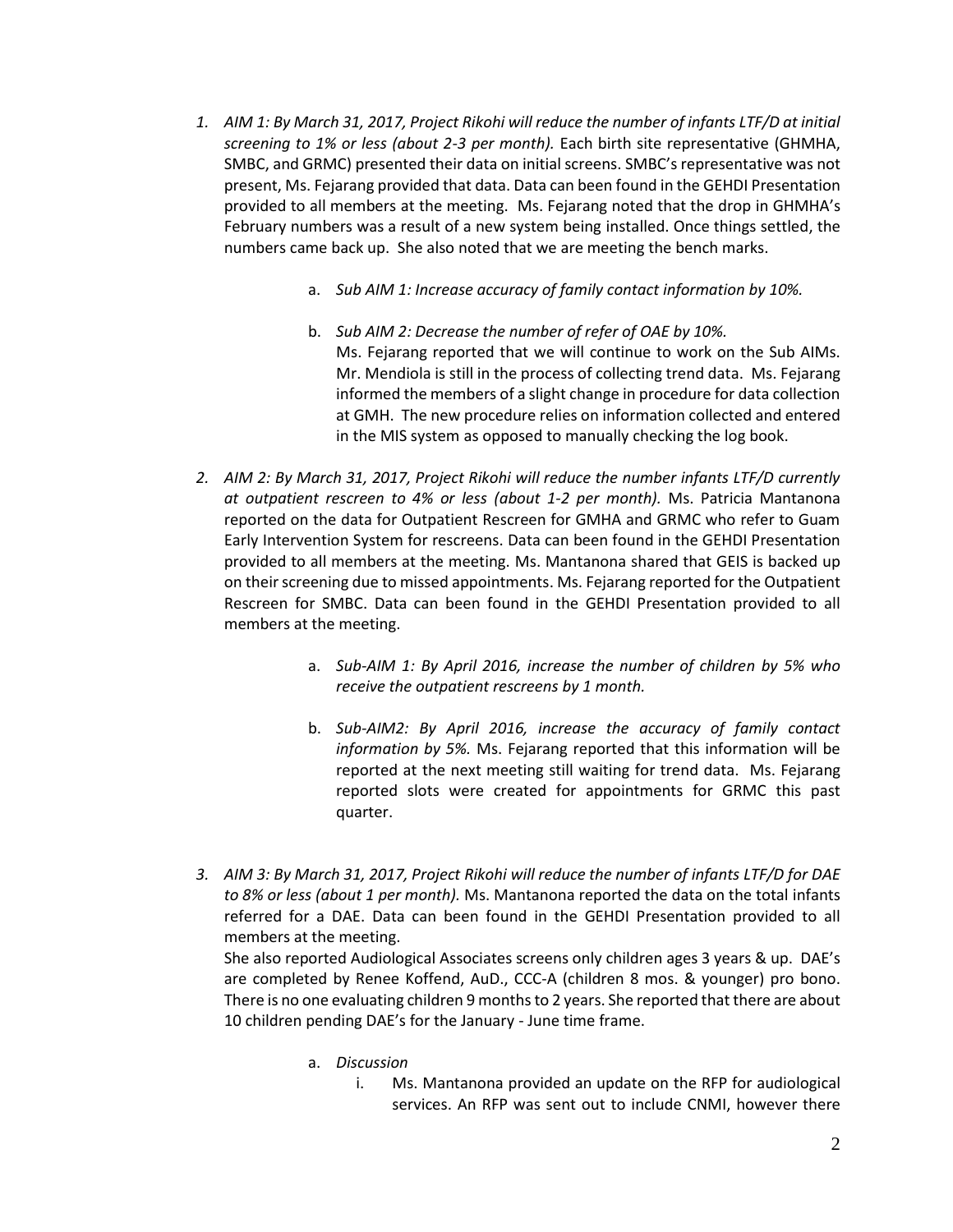1. *AIM 1: By March 31, 2017, Project Rikohi will reduce the number of infants LTF/D at initial screening to 1% or less (about 2-3 per month).* Each birth site representative (GHMHA, SMBC, and GRMC) presented their data on initial screens. SMBC's representative was not present, Ms. Fejarang provided that data. Data can been found in the GEHDI Presentation provided to all members at the meeting. Ms. Fejarang noted that the drop in GHMHA's February numbers was a result of a new system being installed. Once things settled, the numbers came back up. She also noted that we are meeting the bench marks.

   a. *Sub AIM 1: Increase accuracy of family contact information by 10%.*

   b. *Sub AIM 2: Decrease the number of refer of OAE by 10%.*
   Ms. Fejarang reported that we will continue to work on the Sub AIMs. Mr. Mendiola is still in the process of collecting trend data. Ms. Fejarang informed the members of a slight change in procedure for data collection at GMH. The new procedure relies on information collected and entered in the MIS system as opposed to manually checking the log book.

2. *AIM 2: By March 31, 2017, Project Rikohi will reduce the number infants LTF/D currently at outpatient rescreen to 4% or less (about 1-2 per month).* Ms. Patricia Mantanona reported on the data for Outpatient Rescreen for GMHA and GRMC who refer to Guam Early Intervention System for rescreens. Data can been found in the GEHDI Presentation provided to all members at the meeting. Ms. Mantanona shared that GEIS is backed up on their screening due to missed appointments. Ms. Fejarang reported for the Outpatient Rescreen for SMBC. Data can been found in the GEHDI Presentation provided to all members at the meeting.

   a. *Sub-AIM 1: By April 2016, increase the number of children by 5% who receive the outpatient rescreens by 1 month.*

   b. *Sub-AIM2: By April 2016, increase the accuracy of family contact information by 5%.* Ms. Fejarang reported that this information will be reported at the next meeting still waiting for trend data. Ms. Fejarang reported slots were created for appointments for GRMC this past quarter.

3. *AIM 3: By March 31, 2017, Project Rikohi will reduce the number of infants LTF/D for DAE to 8% or less (about 1 per month).* Ms. Mantanona reported the data on the total infants referred for a DAE. Data can been found in the GEHDI Presentation provided to all members at the meeting.
   She also reported Audiological Associates screens only children ages 3 years & up. DAE's are completed by Renee Koffend, AuD., CCC-A (children 8 mos. & younger) pro bono. There is no one evaluating children 9 months to 2 years. She reported that there are about 10 children pending DAE's for the January - June time frame.

   a. *Discussion*
      i. Ms. Mantanona provided an update on the RFP for audiological services. An RFP was sent out to include CNMI, however there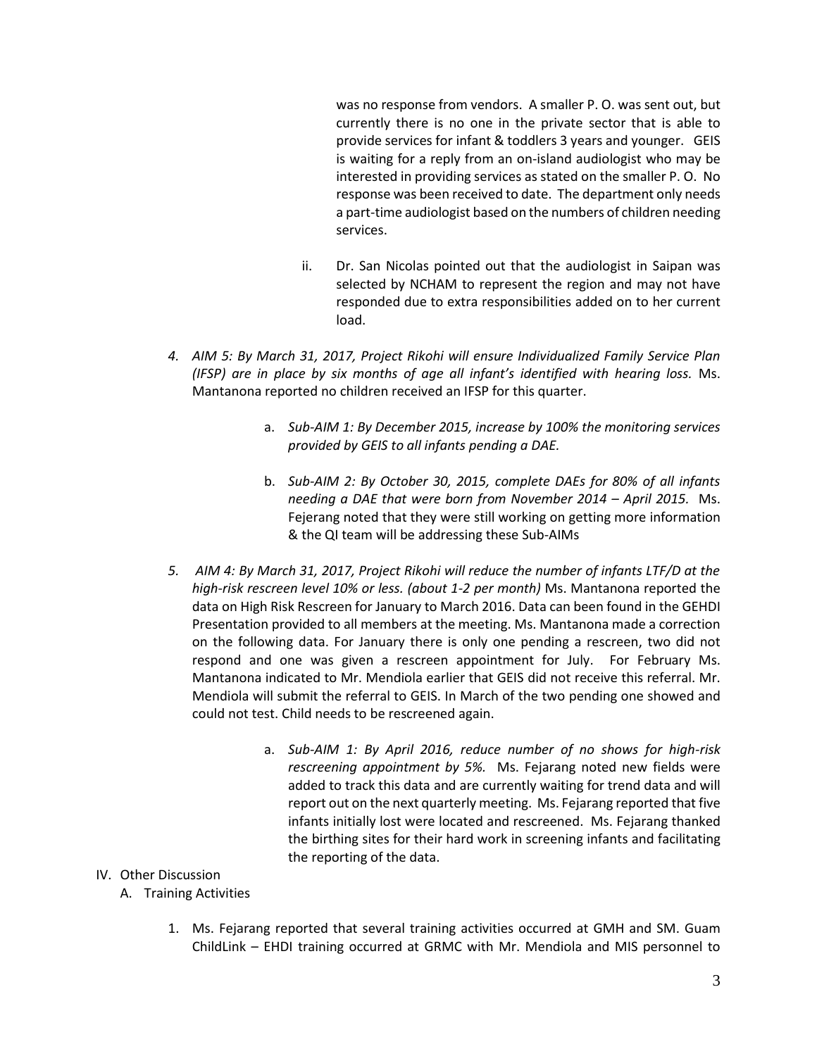was no response from vendors. A smaller P. O. was sent out, but currently there is no one in the private sector that is able to provide services for infant & toddlers 3 years and younger. GEIS is waiting for a reply from an on-island audiologist who may be interested in providing services as stated on the smaller P. O. No response was been received to date. The department only needs a part-time audiologist based on the numbers of children needing services.

ii. Dr. San Nicolas pointed out that the audiologist in Saipan was selected by NCHAM to represent the region and may not have responded due to extra responsibilities added on to her current load.

4. *AIM 5: By March 31, 2017, Project Rikohi will ensure Individualized Family Service Plan (IFSP) are in place by six months of age all infant's identified with hearing loss.* Ms. Mantanona reported no children received an IFSP for this quarter.

   a. *Sub-AIM 1: By December 2015, increase by 100% the monitoring services provided by GEIS to all infants pending a DAE.*

   b. *Sub-AIM 2: By October 30, 2015, complete DAEs for 80% of all infants needing a DAE that were born from November 2014 – April 2015.* Ms. Fejerang noted that they were still working on getting more information & the QI team will be addressing these Sub-AIMs

5. *AIM 4: By March 31, 2017, Project Rikohi will reduce the number of infants LTF/D at the high-risk rescreen level 10% or less. (about 1-2 per month)* Ms. Mantanona reported the data on High Risk Rescreen for January to March 2016. Data can been found in the GEHDI Presentation provided to all members at the meeting. Ms. Mantanona made a correction on the following data. For January there is only one pending a rescreen, two did not respond and one was given a rescreen appointment for July. For February Ms. Mantanona indicated to Mr. Mendiola earlier that GEIS did not receive this referral. Mr. Mendiola will submit the referral to GEIS. In March of the two pending one showed and could not test. Child needs to be rescreened again.

   a. *Sub-AIM 1: By April 2016, reduce number of no shows for high-risk rescreening appointment by 5%.* Ms. Fejerang noted new fields were added to track this data and are currently waiting for trend data and will report out on the next quarterly meeting. Ms. Fejerang reported that five infants initially lost were located and rescreened. Ms. Fejerang thanked the birthing sites for their hard work in screening infants and facilitating the reporting of the data.

IV. Other Discussion

   A. Training Activities

      1. Ms. Fejerang reported that several training activities occurred at GMH and SM. Guam ChildLink – EHDI training occurred at GRMC with Mr. Mendiola and MIS personnel to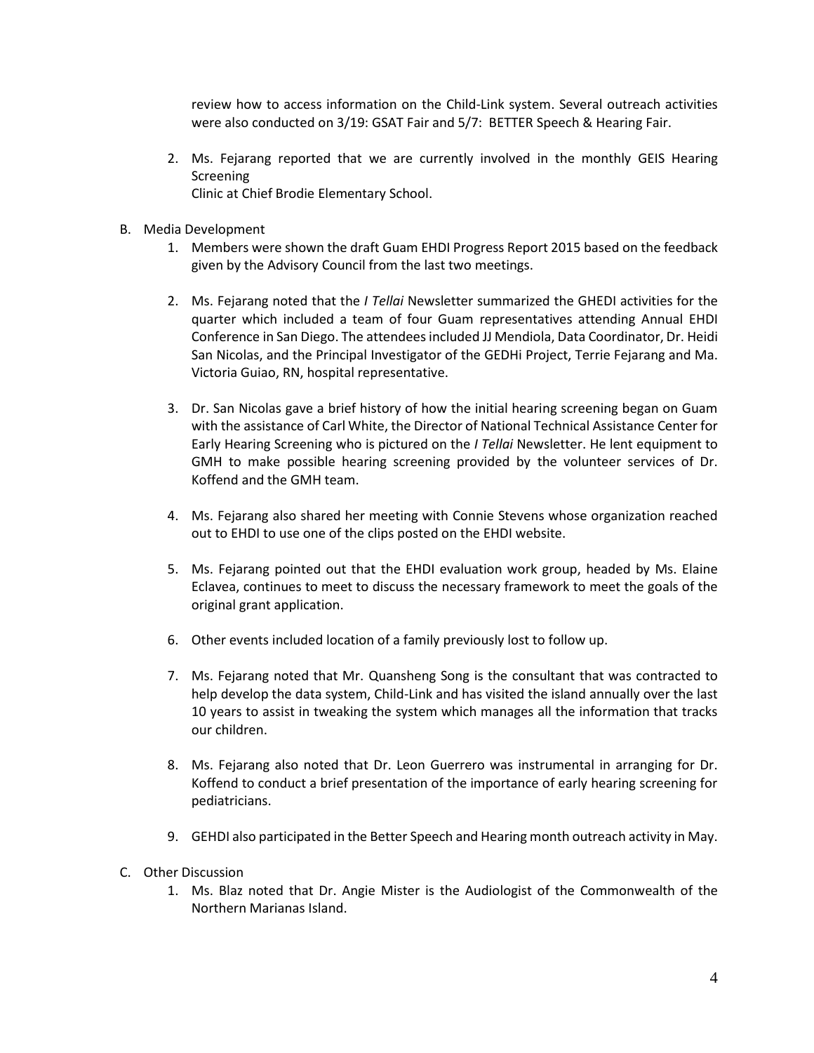review how to access information on the Child-Link system. Several outreach activities were also conducted on 3/19: GSAT Fair and 5/7: BETTER Speech & Hearing Fair.

2. Ms. Fejarang reported that we are currently involved in the monthly GEIS Hearing Screening
   Clinic at Chief Brodie Elementary School.

B. Media Development

1. Members were shown the draft Guam EHDI Progress Report 2015 based on the feedback given by the Advisory Council from the last two meetings.

2. Ms. Fejarang noted that the *I Tellai* Newsletter summarized the GHEDI activities for the quarter which included a team of four Guam representatives attending Annual EHDI Conference in San Diego. The attendees included JJ Mendiola, Data Coordinator, Dr. Heidi San Nicolas, and the Principal Investigator of the GEDHi Project, Terrie Fejarang and Ma. Victoria Guiao, RN, hospital representative.

3. Dr. San Nicolas gave a brief history of how the initial hearing screening began on Guam with the assistance of Carl White, the Director of National Technical Assistance Center for Early Hearing Screening who is pictured on the *I Tellai* Newsletter. He lent equipment to GMH to make possible hearing screening provided by the volunteer services of Dr. Koffend and the GMH team.

4. Ms. Fejarang also shared her meeting with Connie Stevens whose organization reached out to EHDI to use one of the clips posted on the EHDI website.

5. Ms. Fejarang pointed out that the EHDI evaluation work group, headed by Ms. Elaine Eclavea, continues to meet to discuss the necessary framework to meet the goals of the original grant application.

6. Other events included location of a family previously lost to follow up.

7. Ms. Fejarang noted that Mr. Quansheng Song is the consultant that was contracted to help develop the data system, Child-Link and has visited the island annually over the last 10 years to assist in tweaking the system which manages all the information that tracks our children.

8. Ms. Fejarang also noted that Dr. Leon Guerrero was instrumental in arranging for Dr. Koffend to conduct a brief presentation of the importance of early hearing screening for pediatricians.

9. GEHDI also participated in the Better Speech and Hearing month outreach activity in May.

C. Other Discussion

1. Ms. Blaz noted that Dr. Angie Mister is the Audiologist of the Commonwealth of the Northern Marianas Island.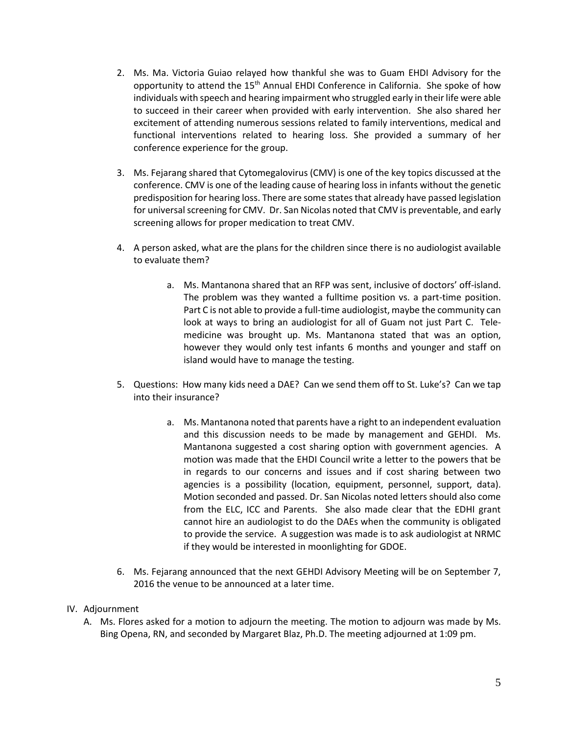2. Ms. Ma. Victoria Guiao relayed how thankful she was to Guam EHDI Advisory for the opportunity to attend the 15th Annual EHDI Conference in California. She spoke of how individuals with speech and hearing impairment who struggled early in their life were able to succeed in their career when provided with early intervention. She also shared her excitement of attending numerous sessions related to family interventions, medical and functional interventions related to hearing loss. She provided a summary of her conference experience for the group.

3. Ms. Fejarang shared that Cytomegalovirus (CMV) is one of the key topics discussed at the conference. CMV is one of the leading cause of hearing loss in infants without the genetic predisposition for hearing loss. There are some states that already have passed legislation for universal screening for CMV. Dr. San Nicolas noted that CMV is preventable, and early screening allows for proper medication to treat CMV.

4. A person asked, what are the plans for the children since there is no audiologist available to evaluate them?

    a. Ms. Mantanona shared that an RFP was sent, inclusive of doctors' off-island. The problem was they wanted a fulltime position vs. a part-time position. Part C is not able to provide a full-time audiologist, maybe the community can look at ways to bring an audiologist for all of Guam not just Part C. Tele-medicine was brought up. Ms. Mantanona stated that was an option, however they would only test infants 6 months and younger and staff on island would have to manage the testing.

5. Questions: How many kids need a DAE? Can we send them off to St. Luke's? Can we tap into their insurance?

    a. Ms. Mantanona noted that parents have a right to an independent evaluation and this discussion needs to be made by management and GEHDI. Ms. Mantanona suggested a cost sharing option with government agencies. A motion was made that the EHDI Council write a letter to the powers that be in regards to our concerns and issues and if cost sharing between two agencies is a possibility (location, equipment, personnel, support, data). Motion seconded and passed. Dr. San Nicolas noted letters should also come from the ELC, ICC and Parents. She also made clear that the EDHI grant cannot hire an audiologist to do the DAEs when the community is obligated to provide the service. A suggestion was made is to ask audiologist at NRMC if they would be interested in moonlighting for GDOE.

6. Ms. Fejarang announced that the next GEHDI Advisory Meeting will be on September 7, 2016 the venue to be announced at a later time.

IV. Adjournment

A. Ms. Flores asked for a motion to adjourn the meeting. The motion to adjourn was made by Ms. Bing Opena, RN, and seconded by Margaret Blaz, Ph.D. The meeting adjourned at 1:09 pm.